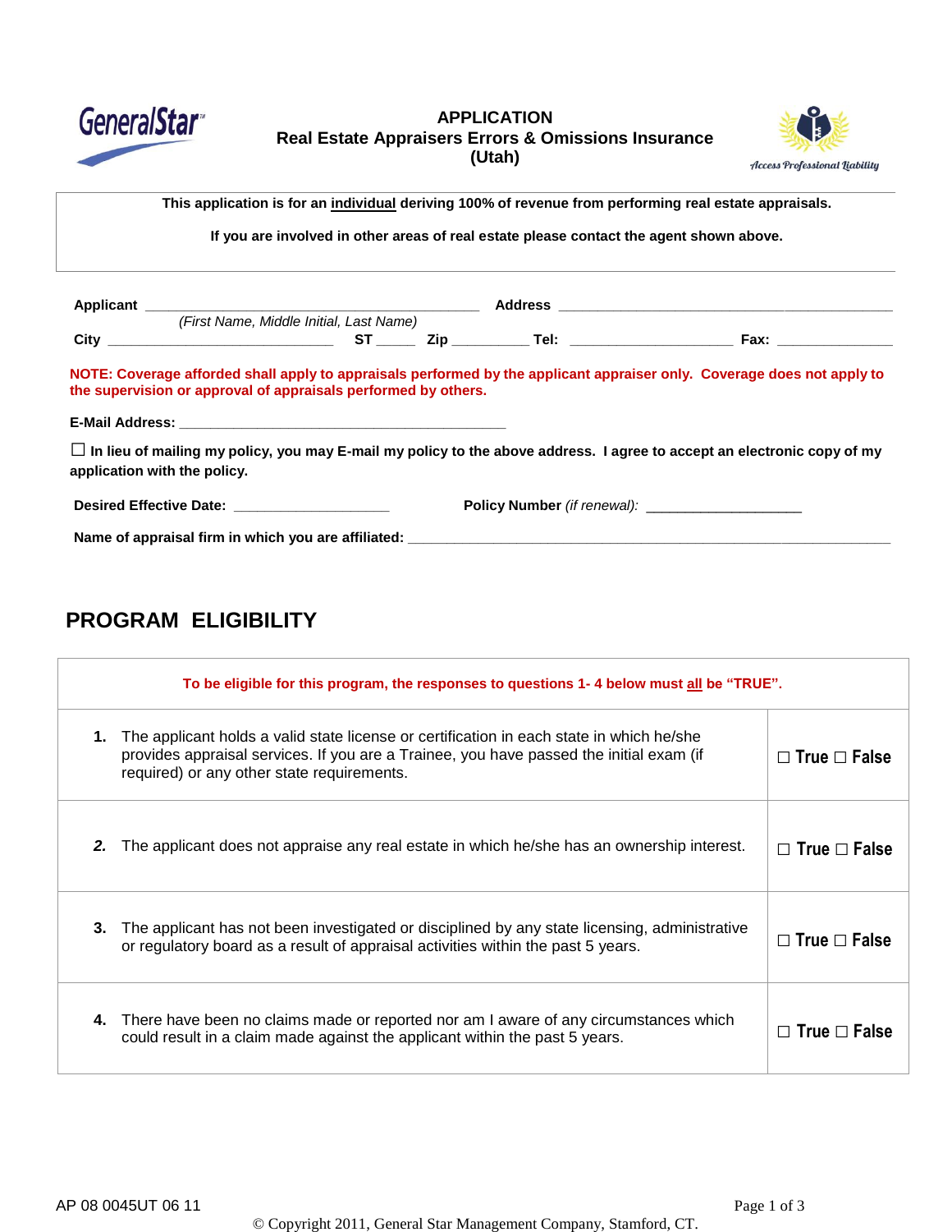# APPLICATION
## Real Estate Appraisers Errors & Omissions Insurance
## (Utah)

GeneralStar

Access Professional Liability

**This application is for an <u>individual</u> deriving 100% of revenue from performing real estate appraisals.**

**If you are involved in other areas of real estate please contact the agent shown above.**

**Applicant** ______________________________________ **Address** ______________________________________
*(First Name, Middle Initial, Last Name)*

**City** ___________________________ **ST** _____ **Zip** _________ **Tel:** ____________________ **Fax:** ______________

**NOTE: Coverage afforded shall apply to appraisals performed by the applicant appraiser only. Coverage does not apply to the supervision or approval of appraisals performed by others.**

**E-Mail Address:** ________________________________________

☐ **In lieu of mailing my policy, you may E-mail my policy to the above address. I agree to accept an electronic copy of my application with the policy.**

**Desired Effective Date:** ___________________ **Policy Number** *(if renewal):* ___________________

**Name of appraisal firm in which you are affiliated:** __________________________________________________________

## PROGRAM ELIGIBILITY

| To be eligible for this program, the responses to questions 1- 4 below must <u>all</u> be "TRUE". | |
|---|---|
| **1.** The applicant holds a valid state license or certification in each state in which he/she provides appraisal services. If you are a Trainee, you have passed the initial exam (if required) or any other state requirements. | ☐ True ☐ False |
| ***2.*** The applicant does not appraise any real estate in which he/she has an ownership interest. | ☐ True ☐ False |
| **3.** The applicant has not been investigated or disciplined by any state licensing, administrative or regulatory board as a result of appraisal activities within the past 5 years. | ☐ True ☐ False |
| **4.** There have been no claims made or reported nor am I aware of any circumstances which could result in a claim made against the applicant within the past 5 years. | ☐ True ☐ False |

AP 08 0045UT 06 11

© Copyright 2011, General Star Management Company, Stamford, CT.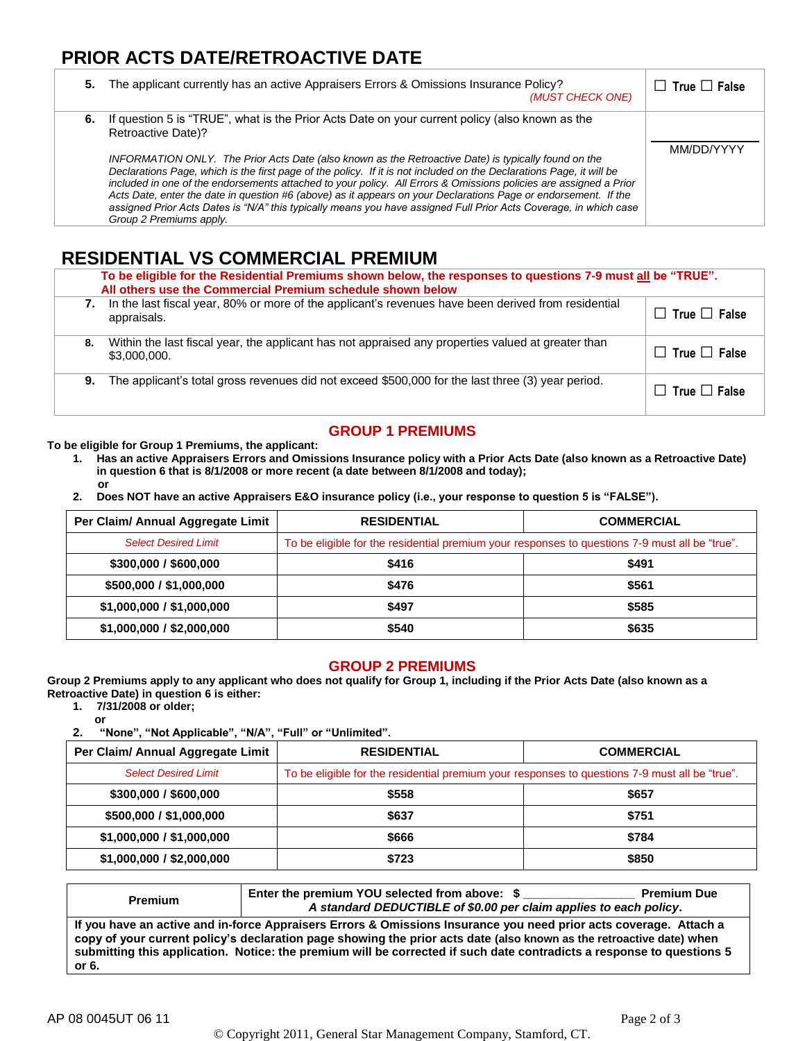## PRIOR ACTS DATE/RETROACTIVE DATE

| | |
|---|---|
| **5.** The applicant currently has an active Appraisers Errors & Omissions Insurance Policy? *(MUST CHECK ONE)* | ☐ True ☐ False |
| **6.** If question 5 is "TRUE", what is the Prior Acts Date on your current policy (also known as the Retroactive Date)?<br><br>*INFORMATION ONLY. The Prior Acts Date (also known as the Retroactive Date) is typically found on the Declarations Page, which is the first page of the policy. If it is not included on the Declarations Page, it will be included in one of the endorsements attached to your policy. All Errors & Omissions policies are assigned a Prior Acts Date, enter the date in question #6 (above) as it appears on your Declarations Page or endorsement. If the assigned Prior Acts Dates is "N/A" this typically means you have assigned Full Prior Acts Coverage, in which case Group 2 Premiums apply.* | ________<br>MM/DD/YYYY |

## RESIDENTIAL VS COMMERCIAL PREMIUM

**To be eligible for the Residential Premiums shown below, the responses to questions 7-9 must all be "TRUE". All others use the Commercial Premium schedule shown below**

| | |
|---|---|
| **7.** In the last fiscal year, 80% or more of the applicant's revenues have been derived from residential appraisals. | ☐ True ☐ False |
| **8.** Within the last fiscal year, the applicant has not appraised any properties valued at greater than $3,000,000. | ☐ True ☐ False |
| **9.** The applicant's total gross revenues did not exceed $500,000 for the last three (3) year period. | ☐ True ☐ False |

### GROUP 1 PREMIUMS

**To be eligible for Group 1 Premiums, the applicant:**

1. **Has an active Appraisers Errors and Omissions Insurance policy with a Prior Acts Date (also known as a Retroactive Date) in question 6 that is 8/1/2008 or more recent (a date between 8/1/2008 and today);**
   **or**
2. **Does NOT have an active Appraisers E&O insurance policy (i.e., your response to question 5 is "FALSE").**

| Per Claim/ Annual Aggregate Limit | RESIDENTIAL | COMMERCIAL |
|---|---|---|
| *Select Desired Limit* | To be eligible for the residential premium your responses to questions 7-9 must all be "true". | |
| **$300,000 / $600,000** | **$416** | **$491** |
| **$500,000 / $1,000,000** | **$476** | **$561** |
| **$1,000,000 / $1,000,000** | **$497** | **$585** |
| **$1,000,000 / $2,000,000** | **$540** | **$635** |

### GROUP 2 PREMIUMS

**Group 2 Premiums apply to any applicant who does not qualify for Group 1, including if the Prior Acts Date (also known as a Retroactive Date) in question 6 is either:**

1. **7/31/2008 or older;**
   **or**
2. **"None", "Not Applicable", "N/A", "Full" or "Unlimited".**

| Per Claim/ Annual Aggregate Limit | RESIDENTIAL | COMMERCIAL |
|---|---|---|
| *Select Desired Limit* | To be eligible for the residential premium your responses to questions 7-9 must all be "true". | |
| **$300,000 / $600,000** | **$558** | **$657** |
| **$500,000 / $1,000,000** | **$637** | **$751** |
| **$1,000,000 / $1,000,000** | **$666** | **$784** |
| **$1,000,000 / $2,000,000** | **$723** | **$850** |

| **Premium** | **Enter the premium YOU selected from above: $ ________________ Premium Due**<br>***A standard DEDUCTIBLE of $0.00 per claim applies to each policy.*** |
|---|---|
| **If you have an active and in-force Appraisers Errors & Omissions Insurance you need prior acts coverage. Attach a copy of your current policy's declaration page showing the prior acts date (also known as the retroactive date) when submitting this application. Notice: the premium will be corrected if such date contradicts a response to questions 5 or 6.** | |

AP 08 0045UT 06 11

© Copyright 2011, General Star Management Company, Stamford, CT.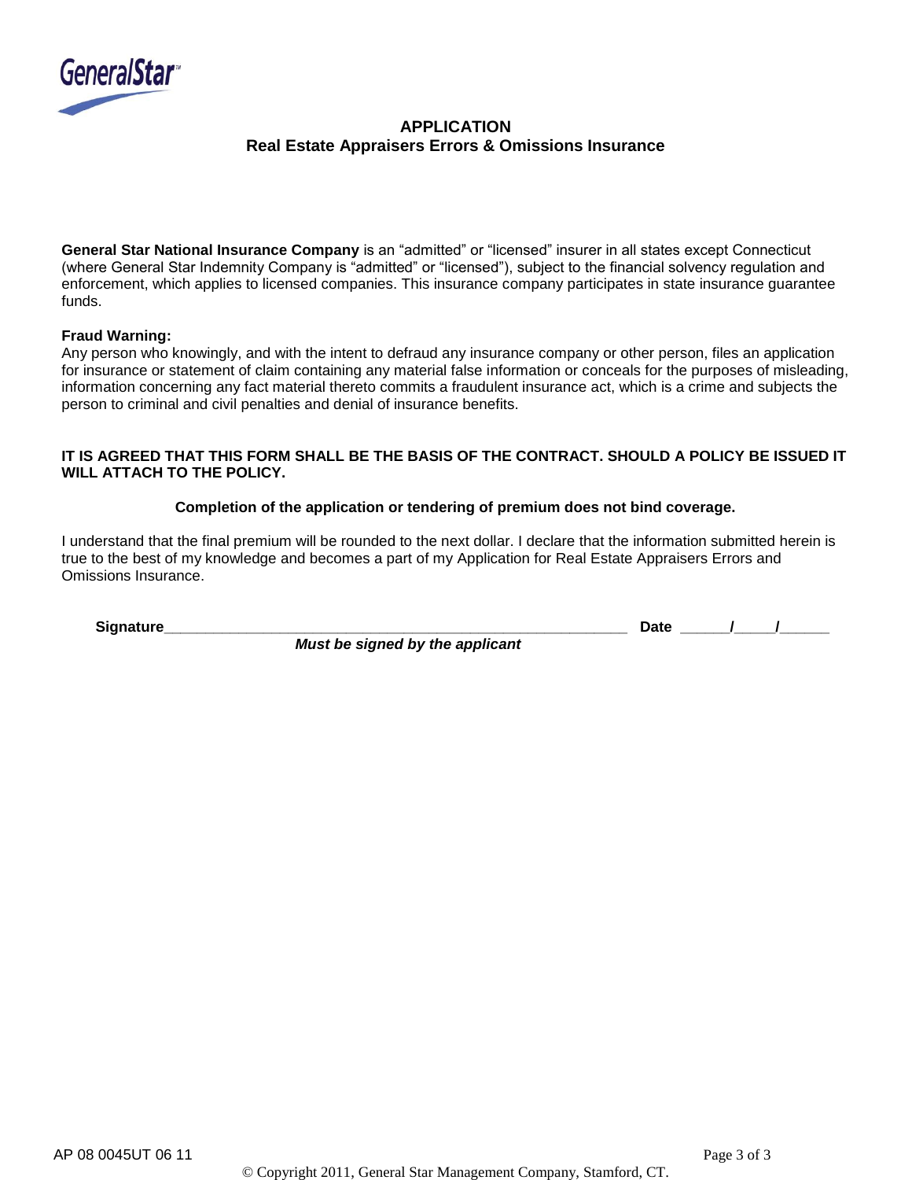GeneralStar

## APPLICATION
### Real Estate Appraisers Errors & Omissions Insurance

**General Star National Insurance Company** is an "admitted" or "licensed" insurer in all states except Connecticut (where General Star Indemnity Company is "admitted" or "licensed"), subject to the financial solvency regulation and enforcement, which applies to licensed companies. This insurance company participates in state insurance guarantee funds.

**Fraud Warning:**
Any person who knowingly, and with the intent to defraud any insurance company or other person, files an application for insurance or statement of claim containing any material false information or conceals for the purposes of misleading, information concerning any fact material thereto commits a fraudulent insurance act, which is a crime and subjects the person to criminal and civil penalties and denial of insurance benefits.

**IT IS AGREED THAT THIS FORM SHALL BE THE BASIS OF THE CONTRACT. SHOULD A POLICY BE ISSUED IT WILL ATTACH TO THE POLICY.**

**Completion of the application or tendering of premium does not bind coverage.**

I understand that the final premium will be rounded to the next dollar. I declare that the information submitted herein is true to the best of my knowledge and becomes a part of my Application for Real Estate Appraisers Errors and Omissions Insurance.

**Signature**__________________________________________________________ **Date** ______/_____/______

***Must be signed by the applicant***

AP 08 0045UT 06 11

© Copyright 2011, General Star Management Company, Stamford, CT.